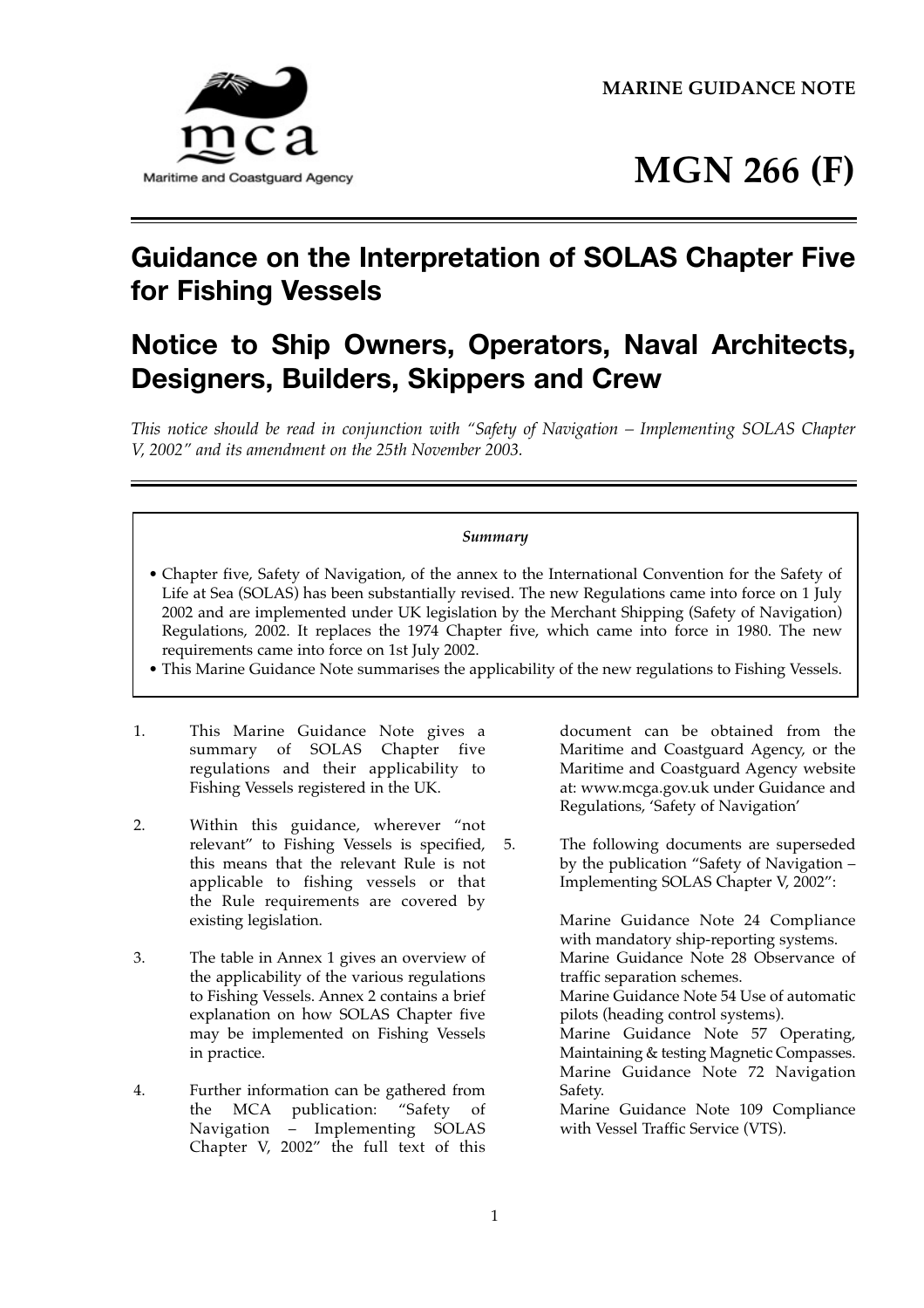MARINE GUIDANCE NOTE

# MGN 266 (F)

## Guidance on the Interpretation of SOLAS Chapter Five for Fishing Vessels

## Notice to Ship Owners, Operators, Naval Architects, Designers, Builders, Skippers and Crew

*This notice should be read in conjunction with "Safety of Navigation – Implementing SOLAS Chapter V, 2002" and its amendment on the 25th November 2003.*

***Summary***

- Chapter five, Safety of Navigation, of the annex to the International Convention for the Safety of Life at Sea (SOLAS) has been substantially revised. The new Regulations came into force on 1 July 2002 and are implemented under UK legislation by the Merchant Shipping (Safety of Navigation) Regulations, 2002. It replaces the 1974 Chapter five, which came into force in 1980. The new requirements came into force on 1st July 2002.
- This Marine Guidance Note summarises the applicability of the new regulations to Fishing Vessels.

1. This Marine Guidance Note gives a summary of SOLAS Chapter five regulations and their applicability to Fishing Vessels registered in the UK.

2. Within this guidance, wherever "not relevant" to Fishing Vessels is specified, this means that the relevant Rule is not applicable to fishing vessels or that the Rule requirements are covered by existing legislation.

3. The table in Annex 1 gives an overview of the applicability of the various regulations to Fishing Vessels. Annex 2 contains a brief explanation on how SOLAS Chapter five may be implemented on Fishing Vessels in practice.

4. Further information can be gathered from the MCA publication: "Safety of Navigation – Implementing SOLAS Chapter V, 2002" the full text of this document can be obtained from the Maritime and Coastguard Agency, or the Maritime and Coastguard Agency website at: www.mcga.gov.uk under Guidance and Regulations, 'Safety of Navigation'

5. The following documents are superseded by the publication "Safety of Navigation – Implementing SOLAS Chapter V, 2002":

   Marine Guidance Note 24 Compliance with mandatory ship-reporting systems.
   Marine Guidance Note 28 Observance of traffic separation schemes.
   Marine Guidance Note 54 Use of automatic pilots (heading control systems).
   Marine Guidance Note 57 Operating, Maintaining & testing Magnetic Compasses.
   Marine Guidance Note 72 Navigation Safety.
   Marine Guidance Note 109 Compliance with Vessel Traffic Service (VTS).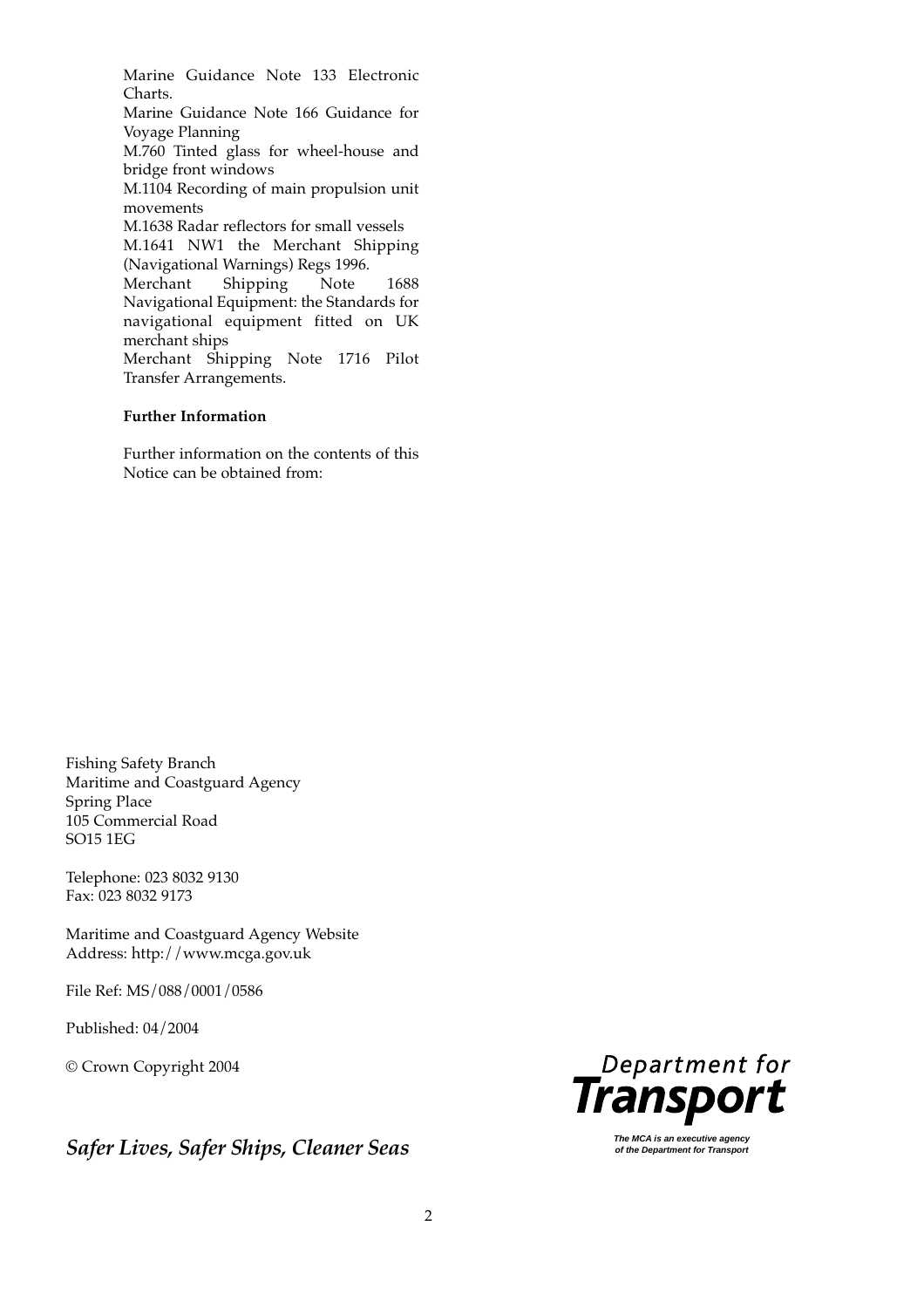Marine Guidance Note 133 Electronic Charts.

Marine Guidance Note 166 Guidance for Voyage Planning

M.760 Tinted glass for wheel-house and bridge front windows

M.1104 Recording of main propulsion unit movements

M.1638 Radar reflectors for small vessels

M.1641 NW1 the Merchant Shipping (Navigational Warnings) Regs 1996.

Merchant Shipping Note 1688 Navigational Equipment: the Standards for navigational equipment fitted on UK merchant ships

Merchant Shipping Note 1716 Pilot Transfer Arrangements.

**Further Information**

Further information on the contents of this Notice can be obtained from:

Fishing Safety Branch
Maritime and Coastguard Agency
Spring Place
105 Commercial Road
SO15 1EG

Telephone: 023 8032 9130
Fax: 023 8032 9173

Maritime and Coastguard Agency Website
Address: http://www.mcga.gov.uk

File Ref: MS/088/0001/0586

Published: 04/2004

© Crown Copyright 2004

*Safer Lives, Safer Ships, Cleaner Seas*

Department for Transport

*The MCA is an executive agency of the Department for Transport*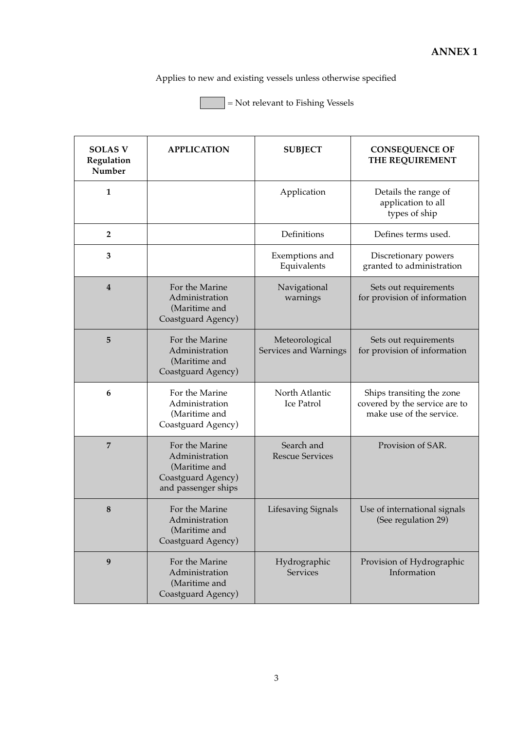**ANNEX 1**

Applies to new and existing vessels unless otherwise specified

= Not relevant to Fishing Vessels

| SOLAS V Regulation Number | APPLICATION | SUBJECT | CONSEQUENCE OF THE REQUIREMENT |
|---|---|---|---|
| 1 | | Application | Details the range of application to all types of ship |
| 2 | | Definitions | Defines terms used. |
| 3 | | Exemptions and Equivalents | Discretionary powers granted to administration |
| 4 | For the Marine Administration (Maritime and Coastguard Agency) | Navigational warnings | Sets out requirements for provision of information |
| 5 | For the Marine Administration (Maritime and Coastguard Agency) | Meteorological Services and Warnings | Sets out requirements for provision of information |
| 6 | For the Marine Administration (Maritime and Coastguard Agency) | North Atlantic Ice Patrol | Ships transiting the zone covered by the service are to make use of the service. |
| 7 | For the Marine Administration (Maritime and Coastguard Agency) and passenger ships | Search and Rescue Services | Provision of SAR. |
| 8 | For the Marine Administration (Maritime and Coastguard Agency) | Lifesaving Signals | Use of international signals (See regulation 29) |
| 9 | For the Marine Administration (Maritime and Coastguard Agency) | Hydrographic Services | Provision of Hydrographic Information |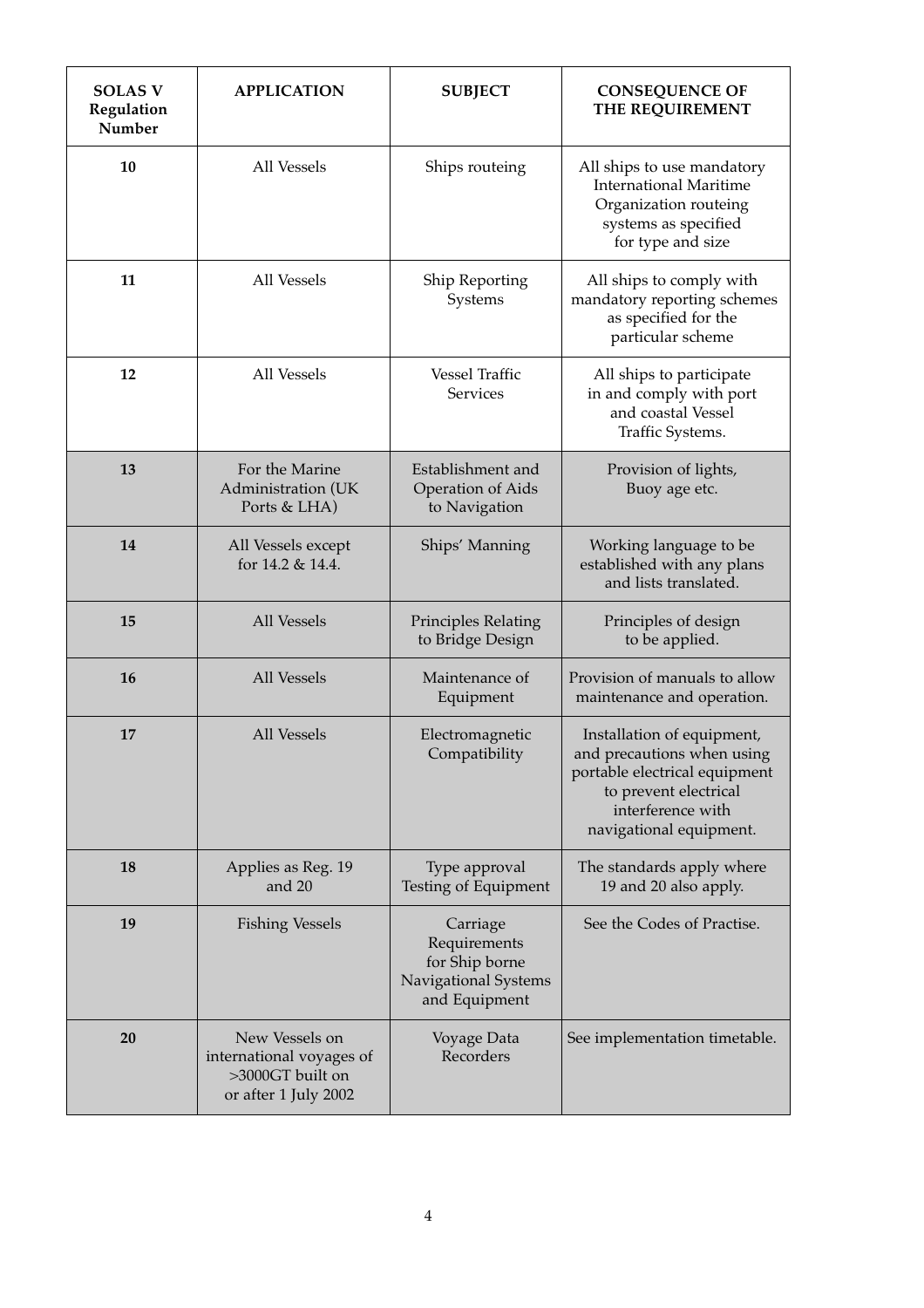| **SOLAS V Regulation Number** | **APPLICATION** | **SUBJECT** | **CONSEQUENCE OF THE REQUIREMENT** |
| --- | --- | --- | --- |
| **10** | All Vessels | Ships routeing | All ships to use mandatory International Maritime Organization routeing systems as specified for type and size |
| **11** | All Vessels | Ship Reporting Systems | All ships to comply with mandatory reporting schemes as specified for the particular scheme |
| **12** | All Vessels | Vessel Traffic Services | All ships to participate in and comply with port and coastal Vessel Traffic Systems. |
| **13** | For the Marine Administration (UK Ports & LHA) | Establishment and Operation of Aids to Navigation | Provision of lights, Buoy age etc. |
| **14** | All Vessels except for 14.2 & 14.4. | Ships' Manning | Working language to be established with any plans and lists translated. |
| **15** | All Vessels | Principles Relating to Bridge Design | Principles of design to be applied. |
| **16** | All Vessels | Maintenance of Equipment | Provision of manuals to allow maintenance and operation. |
| **17** | All Vessels | Electromagnetic Compatibility | Installation of equipment, and precautions when using portable electrical equipment to prevent electrical interference with navigational equipment. |
| **18** | Applies as Reg. 19 and 20 | Type approval Testing of Equipment | The standards apply where 19 and 20 also apply. |
| **19** | Fishing Vessels | Carriage Requirements for Ship borne Navigational Systems and Equipment | See the Codes of Practise. |
| **20** | New Vessels on international voyages of >3000GT built on or after 1 July 2002 | Voyage Data Recorders | See implementation timetable. |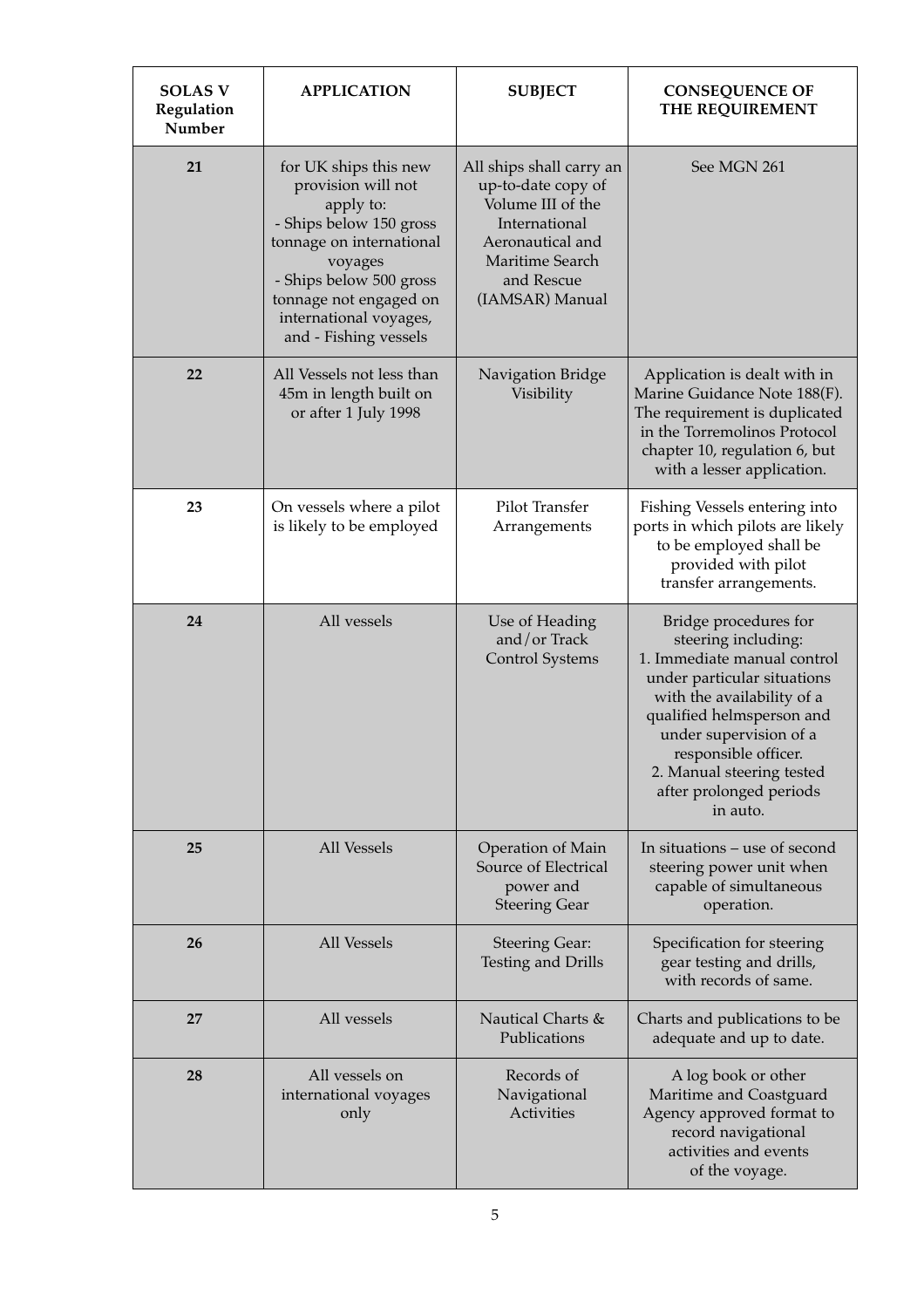| SOLAS V Regulation Number | APPLICATION | SUBJECT | CONSEQUENCE OF THE REQUIREMENT |
|---|---|---|---|
| 21 | for UK ships this new provision will not apply to: - Ships below 150 gross tonnage on international voyages - Ships below 500 gross tonnage not engaged on international voyages, and - Fishing vessels | All ships shall carry an up-to-date copy of Volume III of the International Aeronautical and Maritime Search and Rescue (IAMSAR) Manual | See MGN 261 |
| 22 | All Vessels not less than 45m in length built on or after 1 July 1998 | Navigation Bridge Visibility | Application is dealt with in Marine Guidance Note 188(F). The requirement is duplicated in the Torremolinos Protocol chapter 10, regulation 6, but with a lesser application. |
| 23 | On vessels where a pilot is likely to be employed | Pilot Transfer Arrangements | Fishing Vessels entering into ports in which pilots are likely to be employed shall be provided with pilot transfer arrangements. |
| 24 | All vessels | Use of Heading and/or Track Control Systems | Bridge procedures for steering including: 1. Immediate manual control under particular situations with the availability of a qualified helmsperson and under supervision of a responsible officer. 2. Manual steering tested after prolonged periods in auto. |
| 25 | All Vessels | Operation of Main Source of Electrical power and Steering Gear | In situations – use of second steering power unit when capable of simultaneous operation. |
| 26 | All Vessels | Steering Gear: Testing and Drills | Specification for steering gear testing and drills, with records of same. |
| 27 | All vessels | Nautical Charts & Publications | Charts and publications to be adequate and up to date. |
| 28 | All vessels on international voyages only | Records of Navigational Activities | A log book or other Maritime and Coastguard Agency approved format to record navigational activities and events of the voyage. |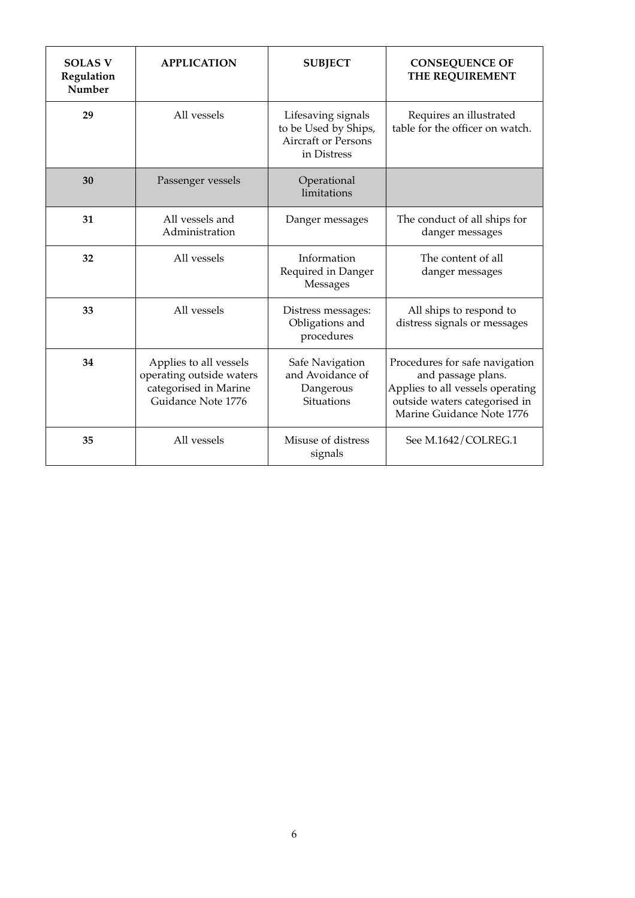| SOLAS V Regulation Number | APPLICATION | SUBJECT | CONSEQUENCE OF THE REQUIREMENT |
|---|---|---|---|
| **29** | All vessels | Lifesaving signals to be Used by Ships, Aircraft or Persons in Distress | Requires an illustrated table for the officer on watch. |
| **30** | Passenger vessels | Operational limitations | |
| **31** | All vessels and Administration | Danger messages | The conduct of all ships for danger messages |
| **32** | All vessels | Information Required in Danger Messages | The content of all danger messages |
| **33** | All vessels | Distress messages: Obligations and procedures | All ships to respond to distress signals or messages |
| **34** | Applies to all vessels operating outside waters categorised in Marine Guidance Note 1776 | Safe Navigation and Avoidance of Dangerous Situations | Procedures for safe navigation and passage plans. Applies to all vessels operating outside waters categorised in Marine Guidance Note 1776 |
| **35** | All vessels | Misuse of distress signals | See M.1642/COLREG.1 |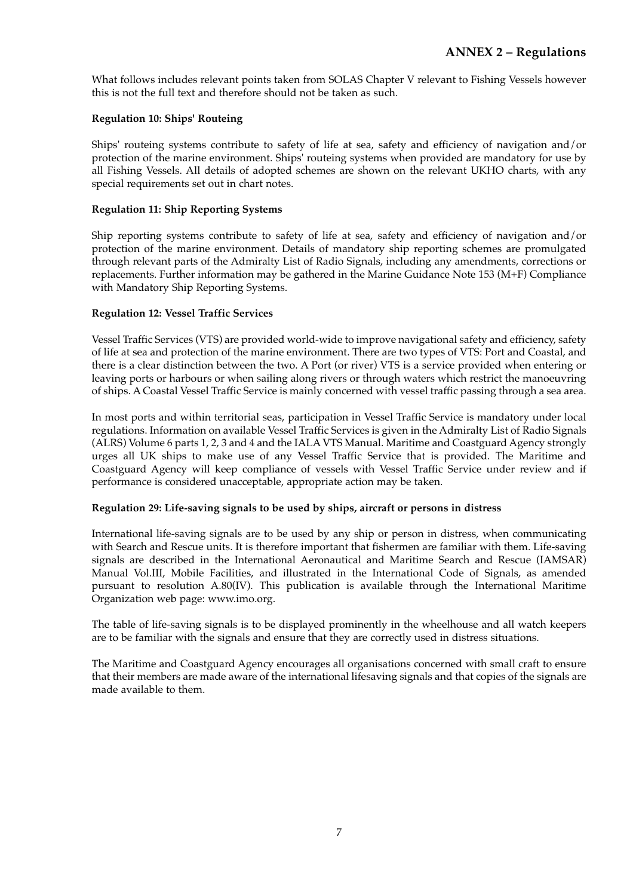# ANNEX 2 – Regulations

What follows includes relevant points taken from SOLAS Chapter V relevant to Fishing Vessels however this is not the full text and therefore should not be taken as such.

**Regulation 10: Ships' Routeing**

Ships' routeing systems contribute to safety of life at sea, safety and efficiency of navigation and/or protection of the marine environment. Ships' routeing systems when provided are mandatory for use by all Fishing Vessels. All details of adopted schemes are shown on the relevant UKHO charts, with any special requirements set out in chart notes.

**Regulation 11: Ship Reporting Systems**

Ship reporting systems contribute to safety of life at sea, safety and efficiency of navigation and/or protection of the marine environment. Details of mandatory ship reporting schemes are promulgated through relevant parts of the Admiralty List of Radio Signals, including any amendments, corrections or replacements. Further information may be gathered in the Marine Guidance Note 153 (M+F) Compliance with Mandatory Ship Reporting Systems.

**Regulation 12: Vessel Traffic Services**

Vessel Traffic Services (VTS) are provided world-wide to improve navigational safety and efficiency, safety of life at sea and protection of the marine environment. There are two types of VTS: Port and Coastal, and there is a clear distinction between the two. A Port (or river) VTS is a service provided when entering or leaving ports or harbours or when sailing along rivers or through waters which restrict the manoeuvring of ships. A Coastal Vessel Traffic Service is mainly concerned with vessel traffic passing through a sea area.

In most ports and within territorial seas, participation in Vessel Traffic Service is mandatory under local regulations. Information on available Vessel Traffic Services is given in the Admiralty List of Radio Signals (ALRS) Volume 6 parts 1, 2, 3 and 4 and the IALA VTS Manual. Maritime and Coastguard Agency strongly urges all UK ships to make use of any Vessel Traffic Service that is provided. The Maritime and Coastguard Agency will keep compliance of vessels with Vessel Traffic Service under review and if performance is considered unacceptable, appropriate action may be taken.

**Regulation 29: Life-saving signals to be used by ships, aircraft or persons in distress**

International life-saving signals are to be used by any ship or person in distress, when communicating with Search and Rescue units. It is therefore important that fishermen are familiar with them. Life-saving signals are described in the International Aeronautical and Maritime Search and Rescue (IAMSAR) Manual Vol.III, Mobile Facilities, and illustrated in the International Code of Signals, as amended pursuant to resolution A.80(IV). This publication is available through the International Maritime Organization web page: www.imo.org.

The table of life-saving signals is to be displayed prominently in the wheelhouse and all watch keepers are to be familiar with the signals and ensure that they are correctly used in distress situations.

The Maritime and Coastguard Agency encourages all organisations concerned with small craft to ensure that their members are made aware of the international lifesaving signals and that copies of the signals are made available to them.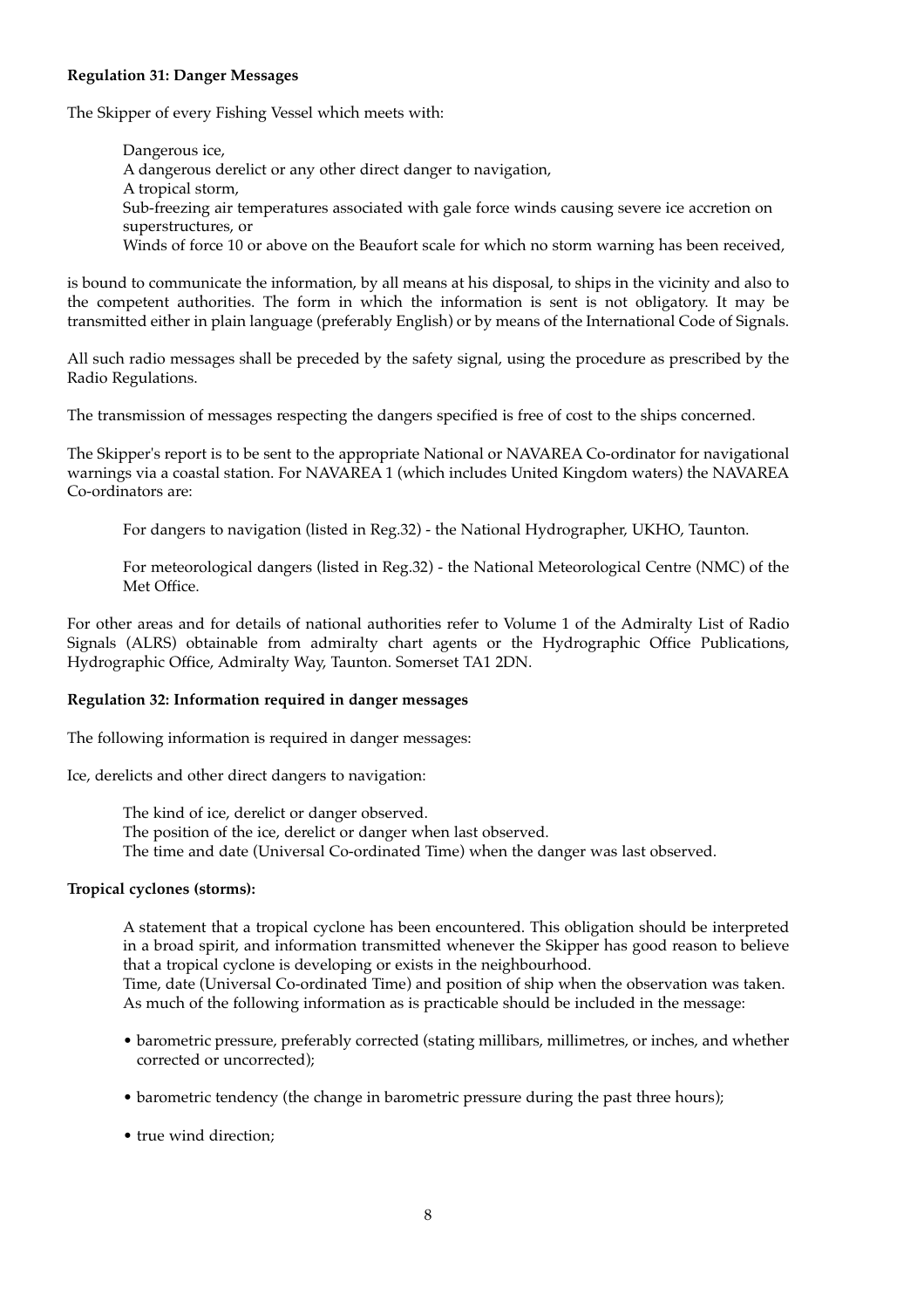**Regulation 31: Danger Messages**

The Skipper of every Fishing Vessel which meets with:

> Dangerous ice,
> A dangerous derelict or any other direct danger to navigation,
> A tropical storm,
> Sub-freezing air temperatures associated with gale force winds causing severe ice accretion on superstructures, or
> Winds of force 10 or above on the Beaufort scale for which no storm warning has been received,

is bound to communicate the information, by all means at his disposal, to ships in the vicinity and also to the competent authorities. The form in which the information is sent is not obligatory. It may be transmitted either in plain language (preferably English) or by means of the International Code of Signals.

All such radio messages shall be preceded by the safety signal, using the procedure as prescribed by the Radio Regulations.

The transmission of messages respecting the dangers specified is free of cost to the ships concerned.

The Skipper's report is to be sent to the appropriate National or NAVAREA Co-ordinator for navigational warnings via a coastal station. For NAVAREA 1 (which includes United Kingdom waters) the NAVAREA Co-ordinators are:

> For dangers to navigation (listed in Reg.32) - the National Hydrographer, UKHO, Taunton.
>
> For meteorological dangers (listed in Reg.32) - the National Meteorological Centre (NMC) of the Met Office.

For other areas and for details of national authorities refer to Volume 1 of the Admiralty List of Radio Signals (ALRS) obtainable from admiralty chart agents or the Hydrographic Office Publications, Hydrographic Office, Admiralty Way, Taunton. Somerset TA1 2DN.

**Regulation 32: Information required in danger messages**

The following information is required in danger messages:

Ice, derelicts and other direct dangers to navigation:

> The kind of ice, derelict or danger observed.
> The position of the ice, derelict or danger when last observed.
> The time and date (Universal Co-ordinated Time) when the danger was last observed.

**Tropical cyclones (storms):**

> A statement that a tropical cyclone has been encountered. This obligation should be interpreted in a broad spirit, and information transmitted whenever the Skipper has good reason to believe that a tropical cyclone is developing or exists in the neighbourhood.
> Time, date (Universal Co-ordinated Time) and position of ship when the observation was taken.
> As much of the following information as is practicable should be included in the message:

- barometric pressure, preferably corrected (stating millibars, millimetres, or inches, and whether corrected or uncorrected);
- barometric tendency (the change in barometric pressure during the past three hours);
- true wind direction;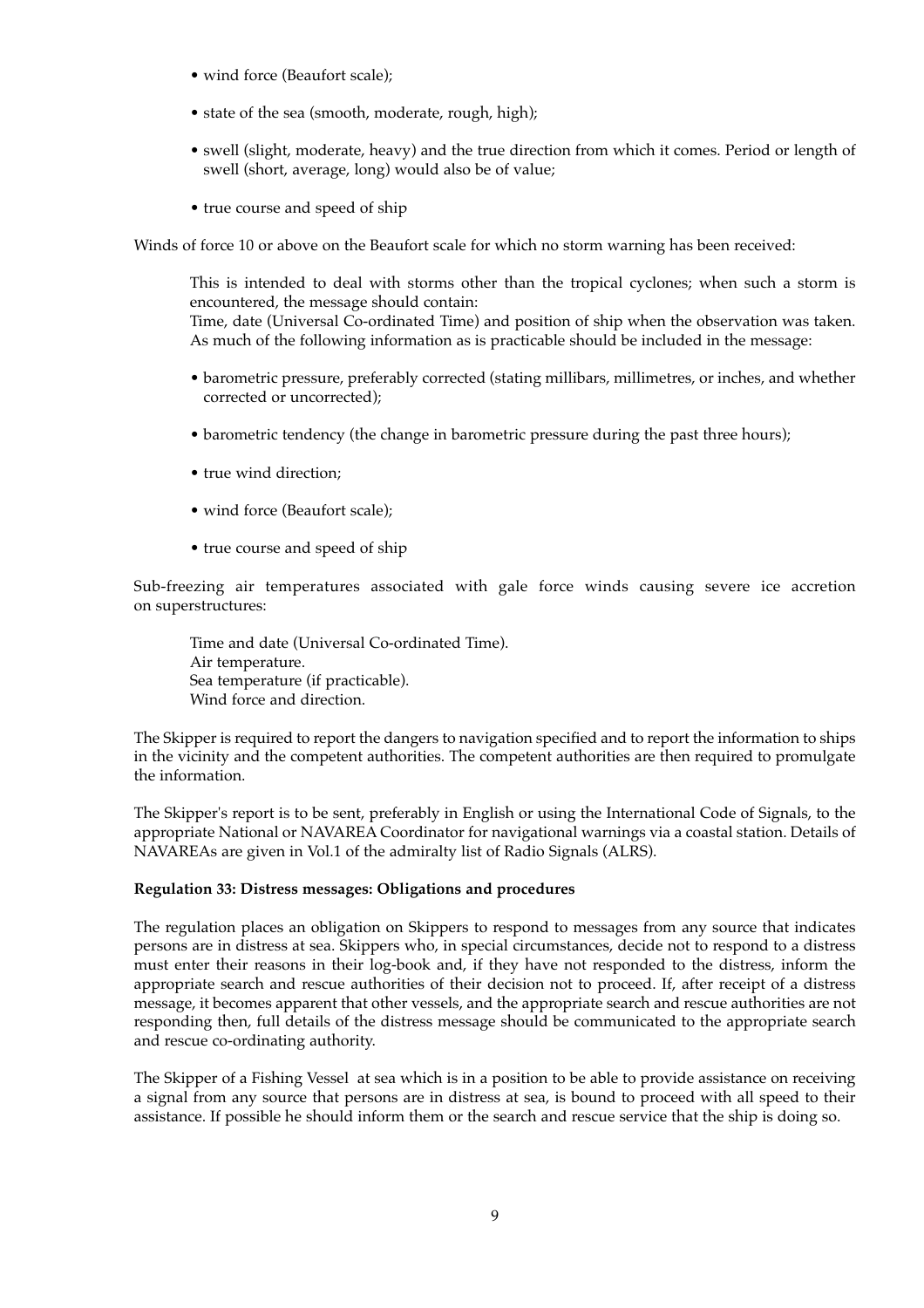- wind force (Beaufort scale);
- state of the sea (smooth, moderate, rough, high);
- swell (slight, moderate, heavy) and the true direction from which it comes. Period or length of swell (short, average, long) would also be of value;
- true course and speed of ship

Winds of force 10 or above on the Beaufort scale for which no storm warning has been received:

This is intended to deal with storms other than the tropical cyclones; when such a storm is encountered, the message should contain:
Time, date (Universal Co-ordinated Time) and position of ship when the observation was taken.
As much of the following information as is practicable should be included in the message:

- barometric pressure, preferably corrected (stating millibars, millimetres, or inches, and whether corrected or uncorrected);
- barometric tendency (the change in barometric pressure during the past three hours);
- true wind direction;
- wind force (Beaufort scale);
- true course and speed of ship

Sub-freezing air temperatures associated with gale force winds causing severe ice accretion on superstructures:

Time and date (Universal Co-ordinated Time).
Air temperature.
Sea temperature (if practicable).
Wind force and direction.

The Skipper is required to report the dangers to navigation specified and to report the information to ships in the vicinity and the competent authorities. The competent authorities are then required to promulgate the information.

The Skipper's report is to be sent, preferably in English or using the International Code of Signals, to the appropriate National or NAVAREA Coordinator for navigational warnings via a coastal station. Details of NAVAREAs are given in Vol.1 of the admiralty list of Radio Signals (ALRS).

**Regulation 33: Distress messages: Obligations and procedures**

The regulation places an obligation on Skippers to respond to messages from any source that indicates persons are in distress at sea. Skippers who, in special circumstances, decide not to respond to a distress must enter their reasons in their log-book and, if they have not responded to the distress, inform the appropriate search and rescue authorities of their decision not to proceed. If, after receipt of a distress message, it becomes apparent that other vessels, and the appropriate search and rescue authorities are not responding then, full details of the distress message should be communicated to the appropriate search and rescue co-ordinating authority.

The Skipper of a Fishing Vessel at sea which is in a position to be able to provide assistance on receiving a signal from any source that persons are in distress at sea, is bound to proceed with all speed to their assistance. If possible he should inform them or the search and rescue service that the ship is doing so.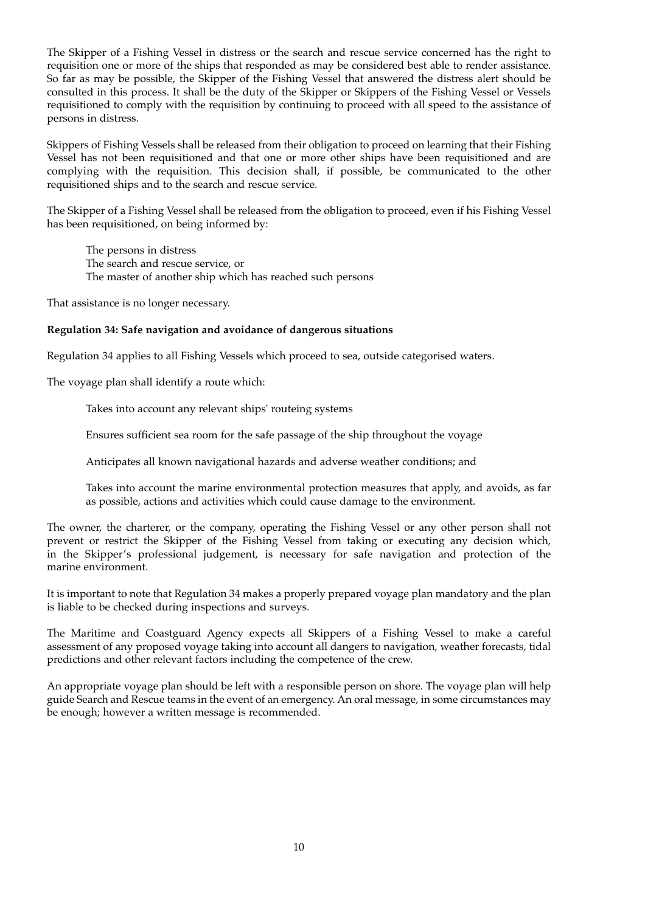The Skipper of a Fishing Vessel in distress or the search and rescue service concerned has the right to requisition one or more of the ships that responded as may be considered best able to render assistance. So far as may be possible, the Skipper of the Fishing Vessel that answered the distress alert should be consulted in this process. It shall be the duty of the Skipper or Skippers of the Fishing Vessel or Vessels requisitioned to comply with the requisition by continuing to proceed with all speed to the assistance of persons in distress.

Skippers of Fishing Vessels shall be released from their obligation to proceed on learning that their Fishing Vessel has not been requisitioned and that one or more other ships have been requisitioned and are complying with the requisition. This decision shall, if possible, be communicated to the other requisitioned ships and to the search and rescue service.

The Skipper of a Fishing Vessel shall be released from the obligation to proceed, even if his Fishing Vessel has been requisitioned, on being informed by:

- The persons in distress
- The search and rescue service, or
- The master of another ship which has reached such persons

That assistance is no longer necessary.

**Regulation 34: Safe navigation and avoidance of dangerous situations**

Regulation 34 applies to all Fishing Vessels which proceed to sea, outside categorised waters.

The voyage plan shall identify a route which:

- Takes into account any relevant ships' routeing systems
- Ensures sufficient sea room for the safe passage of the ship throughout the voyage
- Anticipates all known navigational hazards and adverse weather conditions; and
- Takes into account the marine environmental protection measures that apply, and avoids, as far as possible, actions and activities which could cause damage to the environment.

The owner, the charterer, or the company, operating the Fishing Vessel or any other person shall not prevent or restrict the Skipper of the Fishing Vessel from taking or executing any decision which, in the Skipper's professional judgement, is necessary for safe navigation and protection of the marine environment.

It is important to note that Regulation 34 makes a properly prepared voyage plan mandatory and the plan is liable to be checked during inspections and surveys.

The Maritime and Coastguard Agency expects all Skippers of a Fishing Vessel to make a careful assessment of any proposed voyage taking into account all dangers to navigation, weather forecasts, tidal predictions and other relevant factors including the competence of the crew.

An appropriate voyage plan should be left with a responsible person on shore. The voyage plan will help guide Search and Rescue teams in the event of an emergency. An oral message, in some circumstances may be enough; however a written message is recommended.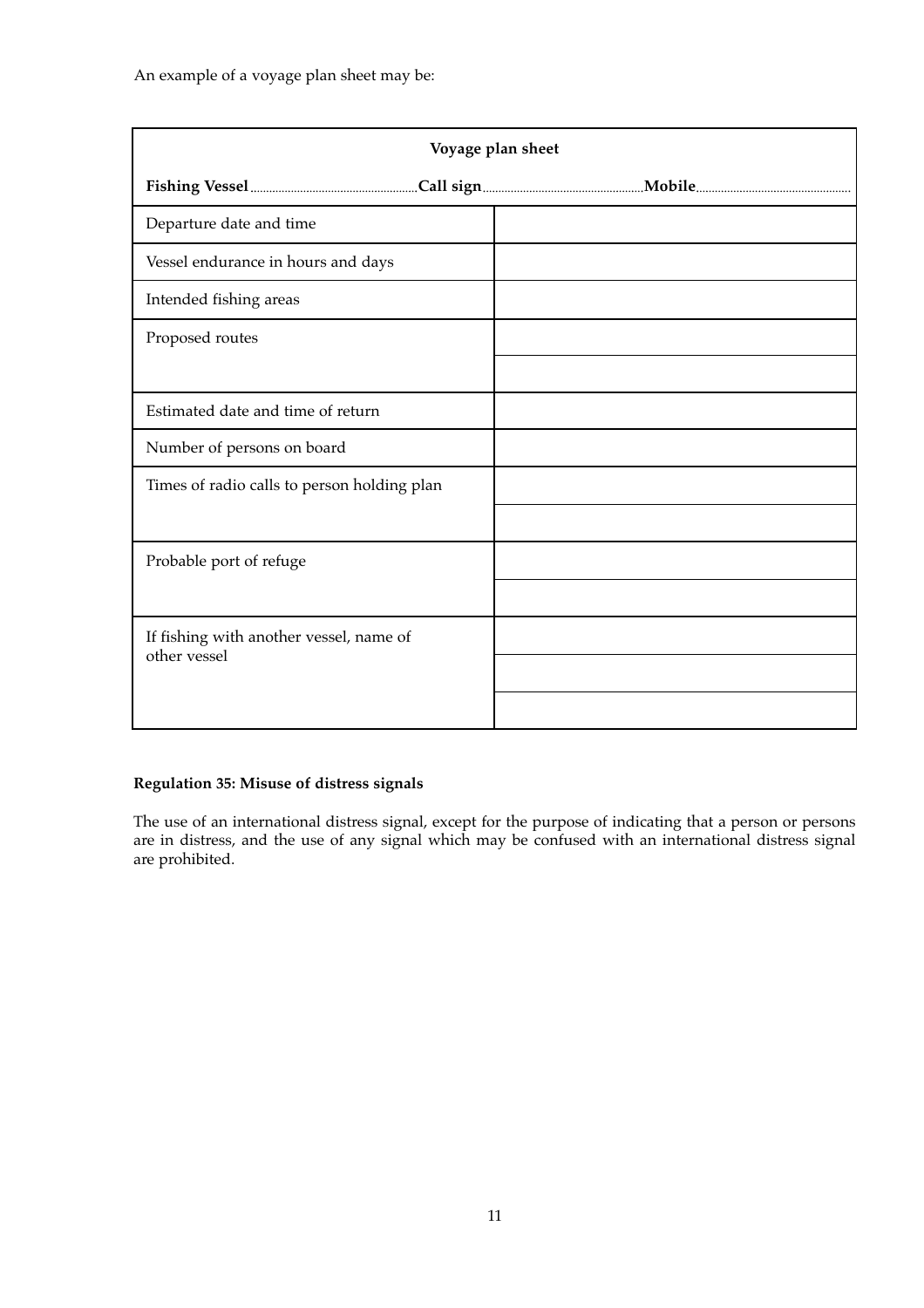An example of a voyage plan sheet may be:

| Voyage plan sheet | |
|---|---|
| **Fishing Vessel**............ **Call sign**............ **Mobile**............ | |
| Departure date and time | |
| Vessel endurance in hours and days | |
| Intended fishing areas | |
| Proposed routes | |
| | |
| Estimated date and time of return | |
| Number of persons on board | |
| Times of radio calls to person holding plan | |
| | |
| Probable port of refuge | |
| | |
| If fishing with another vessel, name of other vessel | |
| | |
| | |

**Regulation 35: Misuse of distress signals**

The use of an international distress signal, except for the purpose of indicating that a person or persons are in distress, and the use of any signal which may be confused with an international distress signal are prohibited.